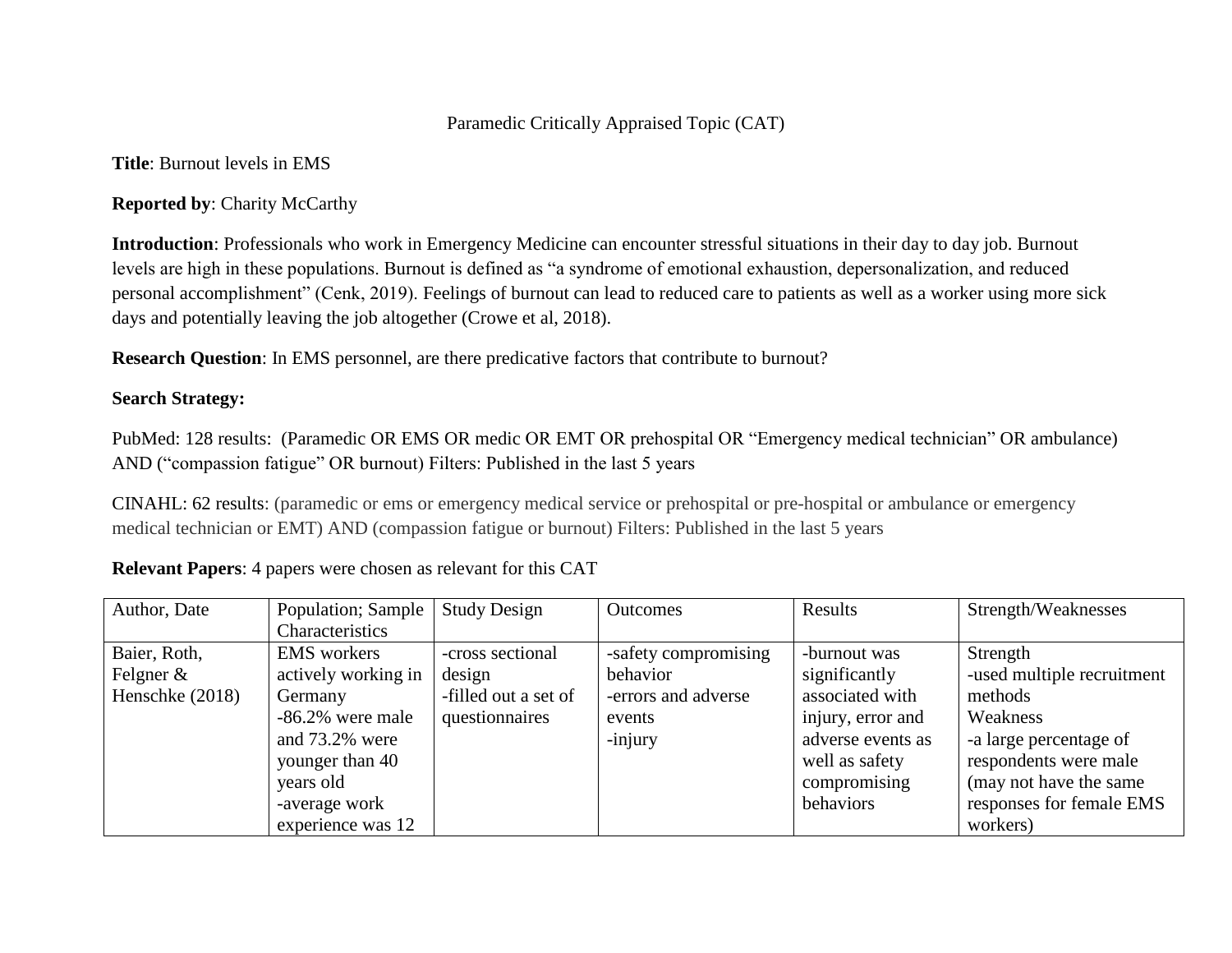Paramedic Critically Appraised Topic (CAT)

**Title**: Burnout levels in EMS

**Reported by**: Charity McCarthy

**Introduction**: Professionals who work in Emergency Medicine can encounter stressful situations in their day to day job. Burnout levels are high in these populations. Burnout is defined as "a syndrome of emotional exhaustion, depersonalization, and reduced personal accomplishment" (Cenk, 2019). Feelings of burnout can lead to reduced care to patients as well as a worker using more sick days and potentially leaving the job altogether (Crowe et al, 2018).

**Research Question**: In EMS personnel, are there predicative factors that contribute to burnout?

**Search Strategy:**

PubMed: 128 results: (Paramedic OR EMS OR medic OR EMT OR prehospital OR "Emergency medical technician" OR ambulance) AND ("compassion fatigue" OR burnout) Filters: Published in the last 5 years

CINAHL: 62 results: (paramedic or ems or emergency medical service or prehospital or pre-hospital or ambulance or emergency medical technician or EMT) AND (compassion fatigue or burnout) Filters: Published in the last 5 years

**Relevant Papers**: 4 papers were chosen as relevant for this CAT

| Author, Date | Population; Sample Characteristics | Study Design | Outcomes | Results | Strength/Weaknesses |
|---|---|---|---|---|---|
| Baier, Roth, Felgner & Henschke (2018) | EMS workers actively working in Germany<br>-86.2% were male and 73.2% were younger than 40 years old<br>-average work experience was 12 | -cross sectional design<br>-filled out a set of questionnaires | -safety compromising behavior<br>-errors and adverse events<br>-injury | -burnout was significantly associated with injury, error and adverse events as well as safety compromising behaviors | Strength<br>-used multiple recruitment methods<br>Weakness<br>-a large percentage of respondents were male (may not have the same responses for female EMS workers) |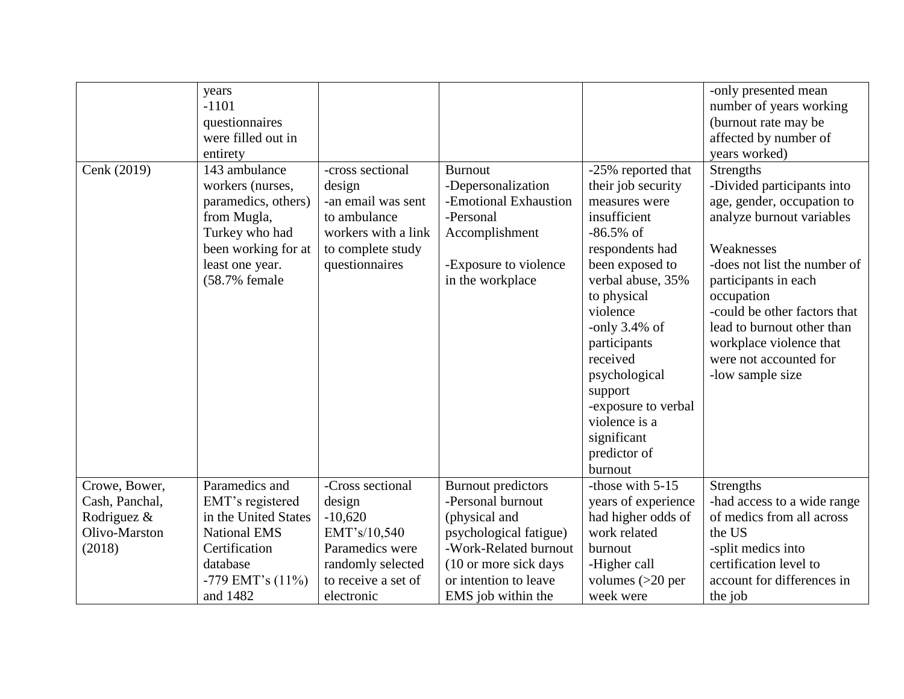| | | | | | |
|---|---|---|---|---|---|
| | years<br>-1101 questionnaires were filled out in entirety | | | | -only presented mean number of years working (burnout rate may be affected by number of years worked) |
| Cenk (2019) | 143 ambulance workers (nurses, paramedics, others) from Mugla, Turkey who had been working for at least one year. (58.7% female | -cross sectional design<br>-an email was sent to ambulance workers with a link to complete study questionnaires | Burnout<br>-Depersonalization<br>-Emotional Exhaustion<br>-Personal Accomplishment<br><br>-Exposure to violence in the workplace | -25% reported that their job security measures were insufficient<br>-86.5% of respondents had been exposed to verbal abuse, 35% to physical violence<br>-only 3.4% of participants received psychological support<br>-exposure to verbal violence is a significant predictor of burnout | Strengths<br>-Divided participants into age, gender, occupation to analyze burnout variables<br><br>Weaknesses<br>-does not list the number of participants in each occupation<br>-could be other factors that lead to burnout other than workplace violence that were not accounted for<br>-low sample size |
| Crowe, Bower, Cash, Panchal, Rodriguez & Olivo-Marston (2018) | Paramedics and EMT's registered in the United States National EMS Certification database<br>-779 EMT's (11%) and 1482 | -Cross sectional design<br>-10,620 EMT's/10,540 Paramedics were randomly selected to receive a set of electronic | Burnout predictors<br>-Personal burnout (physical and psychological fatigue)<br>-Work-Related burnout (10 or more sick days or intention to leave EMS job within the | -those with 5-15 years of experience had higher odds of work related burnout<br>-Higher call volumes (>20 per week were | Strengths<br>-had access to a wide range of medics from all across the US<br>-split medics into certification level to account for differences in the job |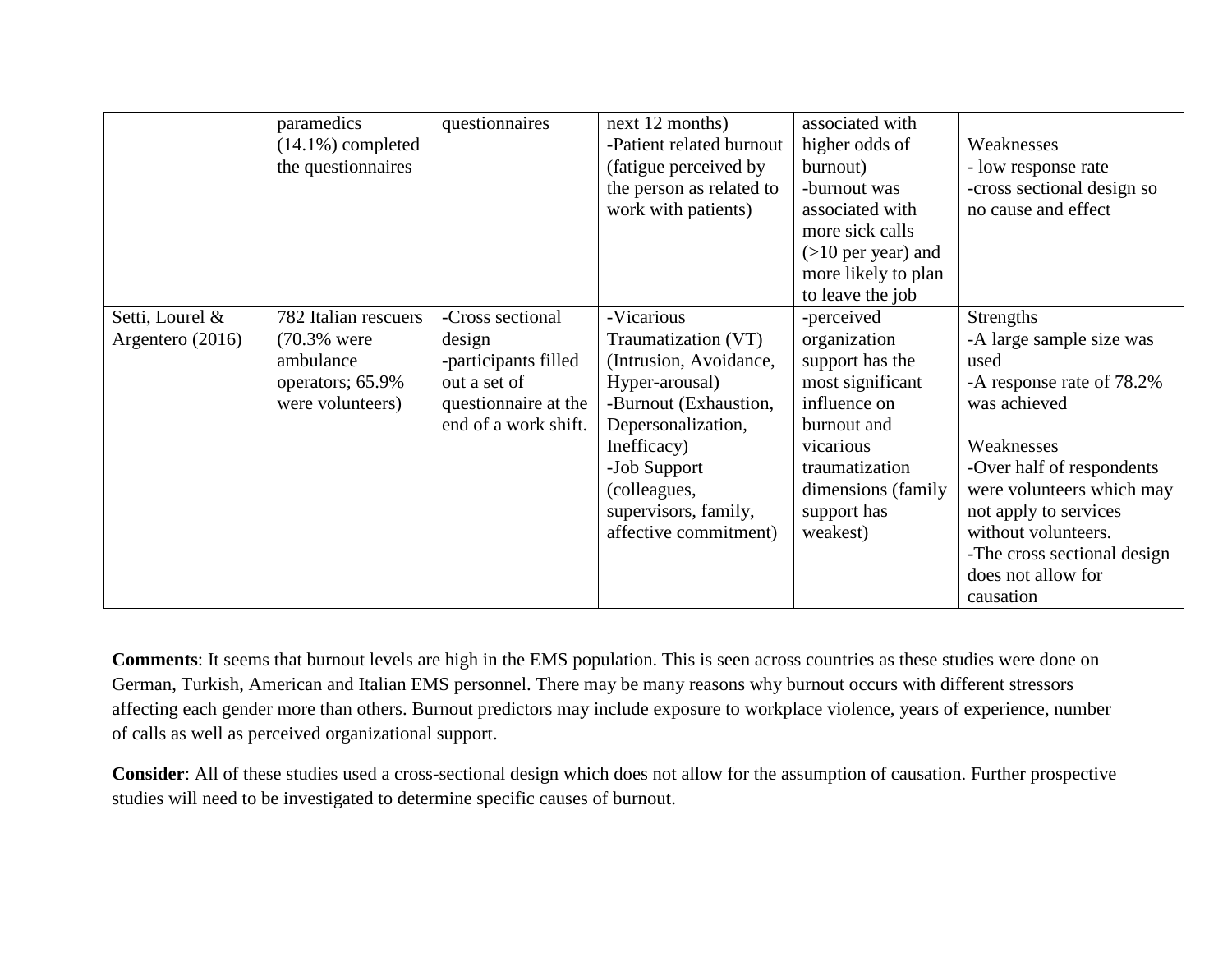| | | | | | |
|---|---|---|---|---|---|
| | paramedics (14.1%) completed the questionnaires | questionnaires | next 12 months)<br>-Patient related burnout (fatigue perceived by the person as related to work with patients) | associated with higher odds of burnout)<br>-burnout was associated with more sick calls (>10 per year) and more likely to plan to leave the job | Weaknesses<br>- low response rate<br>-cross sectional design so no cause and effect |
| Setti, Lourel & Argentero (2016) | 782 Italian rescuers (70.3% were ambulance operators; 65.9% were volunteers) | -Cross sectional design<br>-participants filled out a set of questionnaire at the end of a work shift. | -Vicarious Traumatization (VT) (Intrusion, Avoidance, Hyper-arousal)<br>-Burnout (Exhaustion, Depersonalization, Inefficacy)<br>-Job Support (colleagues, supervisors, family, affective commitment) | -perceived organization support has the most significant influence on burnout and vicarious traumatization dimensions (family support has weakest) | Strengths<br>-A large sample size was used<br>-A response rate of 78.2% was achieved<br><br>Weaknesses<br>-Over half of respondents were volunteers which may not apply to services without volunteers.<br>-The cross sectional design does not allow for causation |

**Comments**: It seems that burnout levels are high in the EMS population. This is seen across countries as these studies were done on German, Turkish, American and Italian EMS personnel. There may be many reasons why burnout occurs with different stressors affecting each gender more than others. Burnout predictors may include exposure to workplace violence, years of experience, number of calls as well as perceived organizational support.

**Consider**: All of these studies used a cross-sectional design which does not allow for the assumption of causation. Further prospective studies will need to be investigated to determine specific causes of burnout.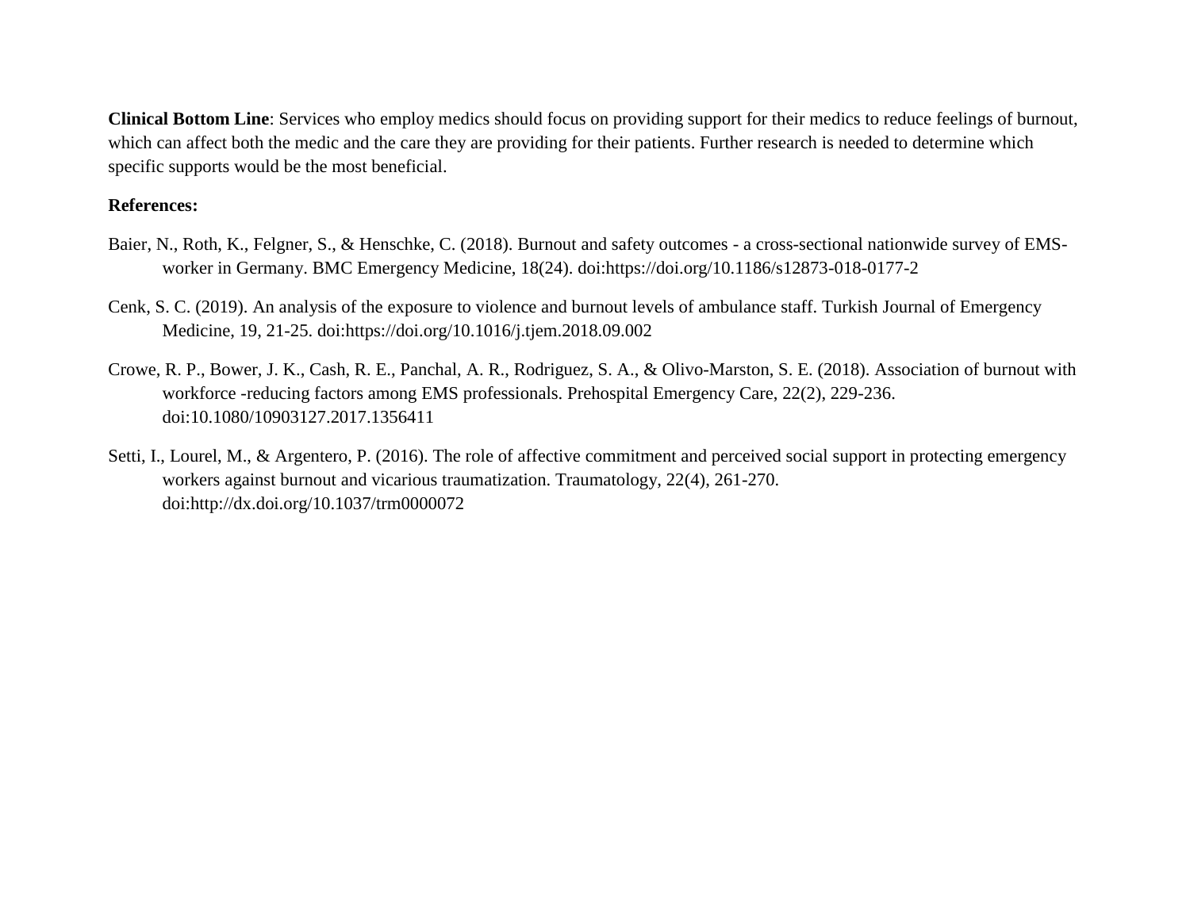**Clinical Bottom Line**: Services who employ medics should focus on providing support for their medics to reduce feelings of burnout, which can affect both the medic and the care they are providing for their patients. Further research is needed to determine which specific supports would be the most beneficial.

**References:**

Baier, N., Roth, K., Felgner, S., & Henschke, C. (2018). Burnout and safety outcomes - a cross-sectional nationwide survey of EMS-worker in Germany. BMC Emergency Medicine, 18(24). doi:https://doi.org/10.1186/s12873-018-0177-2

Cenk, S. C. (2019). An analysis of the exposure to violence and burnout levels of ambulance staff. Turkish Journal of Emergency Medicine, 19, 21-25. doi:https://doi.org/10.1016/j.tjem.2018.09.002

Crowe, R. P., Bower, J. K., Cash, R. E., Panchal, A. R., Rodriguez, S. A., & Olivo-Marston, S. E. (2018). Association of burnout with workforce -reducing factors among EMS professionals. Prehospital Emergency Care, 22(2), 229-236. doi:10.1080/10903127.2017.1356411

Setti, I., Lourel, M., & Argentero, P. (2016). The role of affective commitment and perceived social support in protecting emergency workers against burnout and vicarious traumatization. Traumatology, 22(4), 261-270. doi:http://dx.doi.org/10.1037/trm0000072